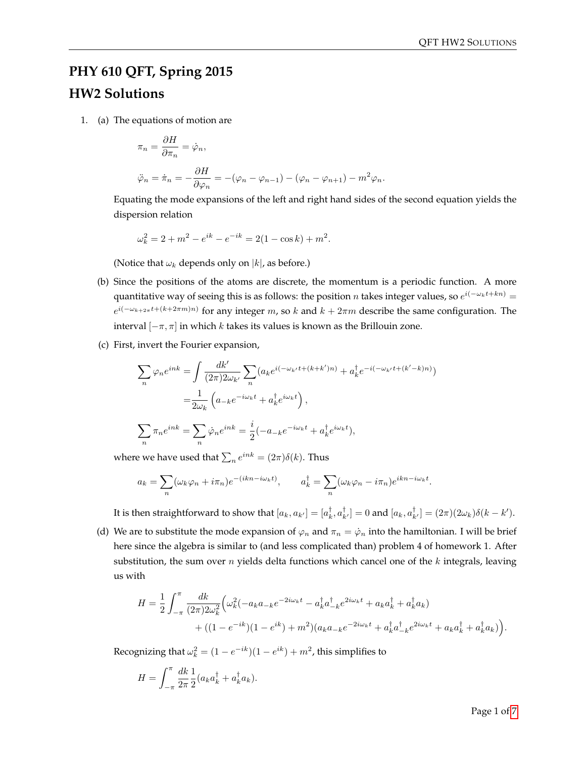# PHY 610 QFT, Spring 2015

# HW2 Solutions

1. (a) The equations of motion are

$$\pi_n = \frac{\partial H}{\partial \pi_n} = \dot{\varphi}_n,$$

$$\ddot{\varphi}_n = \dot{\pi}_n = -\frac{\partial H}{\partial \varphi_n} = -(\varphi_n - \varphi_{n-1}) - (\varphi_n - \varphi_{n+1}) - m^2\varphi_n.$$

Equating the mode expansions of the left and right hand sides of the second equation yields the dispersion relation

$$\omega_k^2 = 2 + m^2 - e^{ik} - e^{-ik} = 2(1 - \cos k) + m^2.$$

(Notice that $\omega_k$ depends only on $|k|$, as before.)

(b) Since the positions of the atoms are discrete, the momentum is a periodic function. A more quantitative way of seeing this is as follows: the position $n$ takes integer values, so $e^{i(-\omega_k t + kn)} = e^{i(-\omega_{k+2\pi} t + (k+2\pi m)n)}$ for any integer $m$, so $k$ and $k + 2\pi m$ describe the same configuration. The interval $[-\pi, \pi]$ in which $k$ takes its values is known as the Brillouin zone.

(c) First, invert the Fourier expansion,

$$\sum_n \varphi_n e^{ink} = \int \frac{dk'}{(2\pi)2\omega_{k'}} \sum_n (a_k e^{i(-\omega_{k'}t + (k+k')n)} + a_k^\dagger e^{-i(-\omega_{k'}t + (k'-k)n)})$$

$$= \frac{1}{2\omega_k}\left(a_{-k}e^{-i\omega_k t} + a_k^\dagger e^{i\omega_k t}\right),$$

$$\sum_n \pi_n e^{ink} = \sum_n \dot{\varphi}_n e^{ink} = \frac{i}{2}(-a_{-k}e^{-i\omega_k t} + a_k^\dagger e^{i\omega_k t}),$$

where we have used that $\sum_n e^{ink} = (2\pi)\delta(k)$. Thus

$$a_k = \sum_n (\omega_k \varphi_n + i\pi_n) e^{-(ikn - i\omega_k t)}, \qquad a_k^\dagger = \sum_n (\omega_k \varphi_n - i\pi_n) e^{ikn - i\omega_k t}.$$

It is then straightforward to show that $[a_k, a_{k'}] = [a_k^\dagger, a_{k'}^\dagger] = 0$ and $[a_k, a_{k'}^\dagger] = (2\pi)(2\omega_k)\delta(k - k')$.

(d) We are to substitute the mode expansion of $\varphi_n$ and $\pi_n = \dot{\varphi}_n$ into the hamiltonian. I will be brief here since the algebra is similar to (and less complicated than) problem 4 of homework 1. After substitution, the sum over $n$ yields delta functions which cancel one of the $k$ integrals, leaving us with

$$H = \frac{1}{2}\int_{-\pi}^{\pi} \frac{dk}{(2\pi)2\omega_k^2}\Big(\omega_k^2(-a_k a_{-k}e^{-2i\omega_k t} - a_k^\dagger a_{-k}^\dagger e^{2i\omega_k t} + a_k a_k^\dagger + a_k^\dagger a_k)$$
$$+ ((1 - e^{-ik})(1 - e^{ik}) + m^2)(a_k a_{-k}e^{-2i\omega_k t} + a_k^\dagger a_{-k}^\dagger e^{2i\omega_k t} + a_k a_k^\dagger + a_k^\dagger a_k)\Big).$$

Recognizing that $\omega_k^2 = (1 - e^{-ik})(1 - e^{ik}) + m^2$, this simplifies to

$$H = \int_{-\pi}^{\pi} \frac{dk}{2\pi}\frac{1}{2}(a_k a_k^\dagger + a_k^\dagger a_k).$$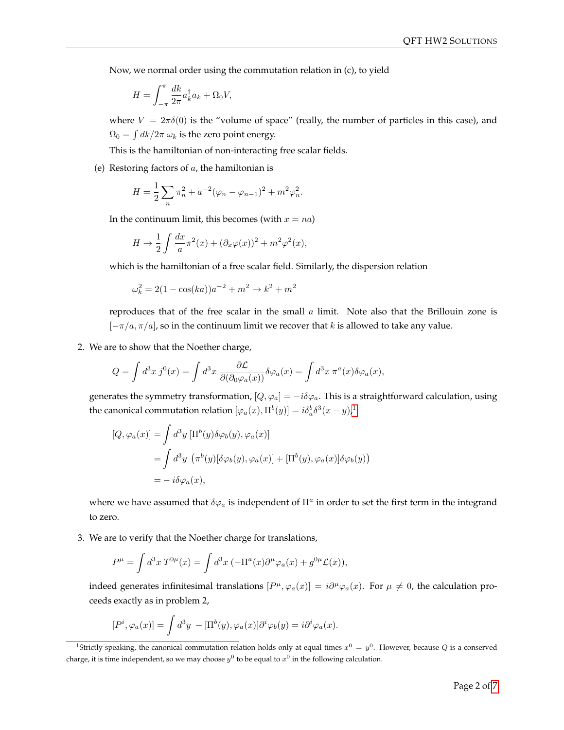Now, we normal order using the commutation relation in (c), to yield

$$H = \int_{-\pi}^{\pi} \frac{dk}{2\pi} a_k^\dagger a_k + \Omega_0 V,$$

where $V = 2\pi\delta(0)$ is the "volume of space" (really, the number of particles in this case), and $\Omega_0 = \int dk/2\pi \; \omega_k$ is the zero point energy.

This is the hamiltonian of non-interacting free scalar fields.

(e) Restoring factors of $a$, the hamiltonian is

$$H = \frac{1}{2}\sum_n \pi_n^2 + a^{-2}(\varphi_n - \varphi_{n-1})^2 + m^2\varphi_n^2.$$

In the continuum limit, this becomes (with $x = na$)

$$H \to \frac{1}{2}\int \frac{dx}{a}\pi^2(x) + (\partial_x\varphi(x))^2 + m^2\varphi^2(x),$$

which is the hamiltonian of a free scalar field. Similarly, the dispersion relation

$$\omega_k^2 = 2(1-\cos(ka))a^{-2} + m^2 \to k^2 + m^2$$

reproduces that of the free scalar in the small $a$ limit. Note also that the Brillouin zone is $[-\pi/a, \pi/a]$, so in the continuum limit we recover that $k$ is allowed to take any value.

2. We are to show that the Noether charge,

$$Q = \int d^3x \; j^0(x) = \int d^3x \; \frac{\partial\mathcal{L}}{\partial(\partial_0\varphi_a(x))}\delta\varphi_a(x) = \int d^3x \; \pi^a(x)\delta\varphi_a(x),$$

generates the symmetry transformation, $[Q, \varphi_a] = -i\delta\varphi_a$. This is a straightforward calculation, using the canonical commutation relation $[\varphi_a(x), \Pi^b(y)] = i\delta_a^b\delta^3(x-y)$,[1]

$$\begin{aligned}
[Q, \varphi_a(x)] &= \int d^3y \; [\Pi^b(y)\delta\varphi_b(y), \varphi_a(x)] \\
&= \int d^3y \; \left(\pi^b(y)[\delta\varphi_b(y), \varphi_a(x)] + [\Pi^b(y), \varphi_a(x)]\delta\varphi_b(y)\right) \\
&= -i\delta\varphi_a(x),
\end{aligned}$$

where we have assumed that $\delta\varphi_a$ is independent of $\Pi^a$ in order to set the first term in the integrand to zero.

3. We are to verify that the Noether charge for translations,

$$P^\mu = \int d^3x \; T^{0\mu}(x) = \int d^3x \; (-\Pi^a(x)\partial^\mu\varphi_a(x) + g^{0\mu}\mathcal{L}(x)),$$

indeed generates infinitesimal translations $[P^\mu, \varphi_a(x)] = i\partial^\mu\varphi_a(x)$. For $\mu \neq 0$, the calculation proceeds exactly as in problem 2,

$$[P^i, \varphi_a(x)] = \int d^3y \; -[\Pi^b(y), \varphi_a(x)]\partial^i\varphi_b(y) = i\partial^i\varphi_a(x).$$

[1] Strictly speaking, the canonical commutation relation holds only at equal times $x^0 = y^0$. However, because $Q$ is a conserved charge, it is time independent, so we may choose $y^0$ to be equal to $x^0$ in the following calculation.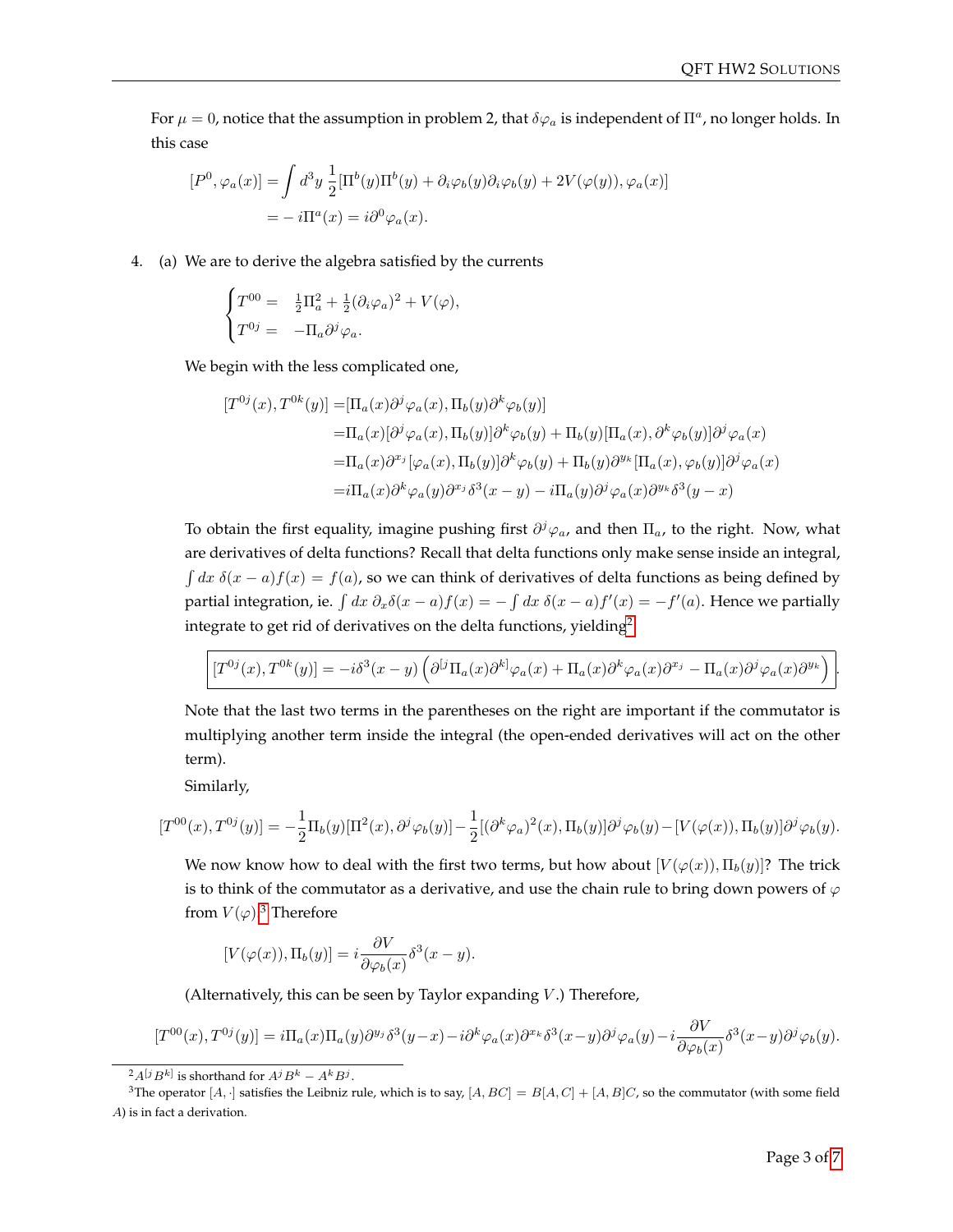For $\mu = 0$, notice that the assumption in problem 2, that $\delta\varphi_a$ is independent of $\Pi^a$, no longer holds. In this case

$$
\begin{aligned}
[P^0, \varphi_a(x)] &= \int d^3y \, \frac{1}{2}[\Pi^b(y)\Pi^b(y) + \partial_i\varphi_b(y)\partial_i\varphi_b(y) + 2V(\varphi(y)), \varphi_a(x)] \\
&= -i\Pi^a(x) = i\partial^0\varphi_a(x).
\end{aligned}
$$

4. (a) We are to derive the algebra satisfied by the currents

$$
\begin{cases}
T^{00} = & \frac{1}{2}\Pi_a^2 + \frac{1}{2}(\partial_i\varphi_a)^2 + V(\varphi), \\
T^{0j} = & -\Pi_a\partial^j\varphi_a.
\end{cases}
$$

We begin with the less complicated one,

$$
\begin{aligned}
[T^{0j}(x), T^{0k}(y)] =& [\Pi_a(x)\partial^j\varphi_a(x), \Pi_b(y)\partial^k\varphi_b(y)] \\
=& \Pi_a(x)[\partial^j\varphi_a(x), \Pi_b(y)]\partial^k\varphi_b(y) + \Pi_b(y)[\Pi_a(x), \partial^k\varphi_b(y)]\partial^j\varphi_a(x) \\
=& \Pi_a(x)\partial^{x_j}[\varphi_a(x), \Pi_b(y)]\partial^k\varphi_b(y) + \Pi_b(y)\partial^{y_k}[\Pi_a(x), \varphi_b(y)]\partial^j\varphi_a(x) \\
=& i\Pi_a(x)\partial^k\varphi_a(y)\partial^{x_j}\delta^3(x-y) - i\Pi_a(y)\partial^j\varphi_a(x)\partial^{y_k}\delta^3(y-x)
\end{aligned}
$$

To obtain the first equality, imagine pushing first $\partial^j\varphi_a$, and then $\Pi_a$, to the right. Now, what are derivatives of delta functions? Recall that delta functions only make sense inside an integral, $\int dx \, \delta(x-a)f(x) = f(a)$, so we can think of derivatives of delta functions as being defined by partial integration, ie. $\int dx \, \partial_x\delta(x-a)f(x) = -\int dx \, \delta(x-a)f'(x) = -f'(a)$. Hence we partially integrate to get rid of derivatives on the delta functions, yielding[2]

$$
\boxed{[T^{0j}(x), T^{0k}(y)] = -i\delta^3(x-y)\left(\partial^{[j}\Pi_a(x)\partial^{k]}\varphi_a(x) + \Pi_a(x)\partial^k\varphi_a(x)\partial^{x_j} - \Pi_a(x)\partial^j\varphi_a(x)\partial^{y_k}\right)}.
$$

Note that the last two terms in the parentheses on the right are important if the commutator is multiplying another term inside the integral (the open-ended derivatives will act on the other term).

Similarly,

$$
[T^{00}(x), T^{0j}(y)] = -\frac{1}{2}\Pi_b(y)[\Pi^2(x), \partial^j\varphi_b(y)] - \frac{1}{2}[(\partial^k\varphi_a)^2(x), \Pi_b(y)]\partial^j\varphi_b(y) - [V(\varphi(x)), \Pi_b(y)]\partial^j\varphi_b(y).
$$

We now know how to deal with the first two terms, but how about $[V(\varphi(x)), \Pi_b(y)]$? The trick is to think of the commutator as a derivative, and use the chain rule to bring down powers of $\varphi$ from $V(\varphi)$.[3] Therefore

$$
[V(\varphi(x)), \Pi_b(y)] = i\frac{\partial V}{\partial\varphi_b(x)}\delta^3(x-y).
$$

(Alternatively, this can be seen by Taylor expanding $V$.) Therefore,

$$
[T^{00}(x), T^{0j}(y)] = i\Pi_a(x)\Pi_a(y)\partial^{y_j}\delta^3(y-x) - i\partial^k\varphi_a(x)\partial^{x_k}\delta^3(x-y)\partial^j\varphi_a(y) - i\frac{\partial V}{\partial\varphi_b(x)}\delta^3(x-y)\partial^j\varphi_b(y).
$$

---

[2] $A^{[j}B^{k]}$ is shorthand for $A^jB^k - A^kB^j$.

[3] The operator $[A, \cdot]$ satisfies the Leibniz rule, which is to say, $[A, BC] = B[A, C] + [A, B]C$, so the commutator (with some field $A$) is in fact a derivation.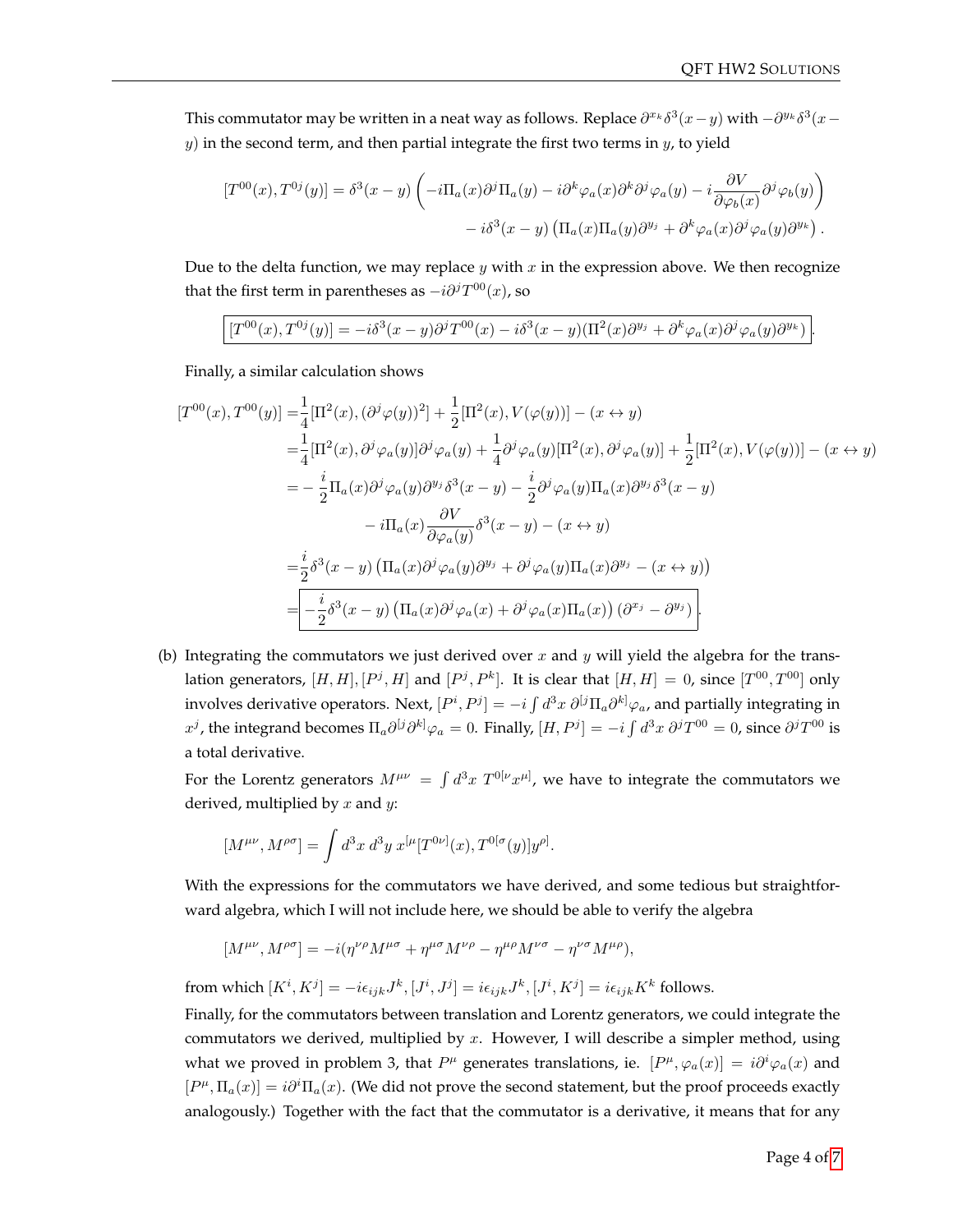This commutator may be written in a neat way as follows. Replace $\partial^{x_k}\delta^3(x-y)$ with $-\partial^{y_k}\delta^3(x-y)$ in the second term, and then partial integrate the first two terms in $y$, to yield

$$
\begin{aligned}
[T^{00}(x), T^{0j}(y)] = \delta^3(x-y)\left(-i\Pi_a(x)\partial^j\Pi_a(y) - i\partial^k\varphi_a(x)\partial^k\partial^j\varphi_a(y) - i\frac{\partial V}{\partial\varphi_b(x)}\partial^j\varphi_b(y)\right) \\
- i\delta^3(x-y)\left(\Pi_a(x)\Pi_a(y)\partial^{y_j} + \partial^k\varphi_a(x)\partial^j\varphi_a(y)\partial^{y_k}\right).
\end{aligned}
$$

Due to the delta function, we may replace $y$ with $x$ in the expression above. We then recognize that the first term in parentheses as $-i\partial^j T^{00}(x)$, so

$$
\boxed{[T^{00}(x), T^{0j}(y)] = -i\delta^3(x-y)\partial^j T^{00}(x) - i\delta^3(x-y)(\Pi^2(x)\partial^{y_j} + \partial^k\varphi_a(x)\partial^j\varphi_a(y)\partial^{y_k})}.
$$

Finally, a similar calculation shows

$$
\begin{aligned}
[T^{00}(x), T^{00}(y)] =& \frac{1}{4}[\Pi^2(x), (\partial^j\varphi(y))^2] + \frac{1}{2}[\Pi^2(x), V(\varphi(y))] - (x \leftrightarrow y) \\
=& \frac{1}{4}[\Pi^2(x), \partial^j\varphi_a(y)]\partial^j\varphi_a(y) + \frac{1}{4}\partial^j\varphi_a(y)[\Pi^2(x), \partial^j\varphi_a(y)] + \frac{1}{2}[\Pi^2(x), V(\varphi(y))] - (x \leftrightarrow y) \\
=& -\frac{i}{2}\Pi_a(x)\partial^j\varphi_a(y)\partial^{y_j}\delta^3(x-y) - \frac{i}{2}\partial^j\varphi_a(y)\Pi_a(x)\partial^{y_j}\delta^3(x-y) \\
& - i\Pi_a(x)\frac{\partial V}{\partial\varphi_a(y)}\delta^3(x-y) - (x \leftrightarrow y) \\
=& \frac{i}{2}\delta^3(x-y)\left(\Pi_a(x)\partial^j\varphi_a(y)\partial^{y_j} + \partial^j\varphi_a(y)\Pi_a(x)\partial^{y_j} - (x \leftrightarrow y)\right) \\
=& \boxed{-\frac{i}{2}\delta^3(x-y)\left(\Pi_a(x)\partial^j\varphi_a(x) + \partial^j\varphi_a(x)\Pi_a(x)\right)(\partial^{x_j} - \partial^{y_j})}.
\end{aligned}
$$

(b) Integrating the commutators we just derived over $x$ and $y$ will yield the algebra for the translation generators, $[H,H]$, $[P^j, H]$ and $[P^j, P^k]$. It is clear that $[H,H] = 0$, since $[T^{00}, T^{00}]$ only involves derivative operators. Next, $[P^i, P^j] = -i\int d^3x\, \partial^{[j}\Pi_a\partial^{k]}\varphi_a$, and partially integrating in $x^j$, the integrand becomes $\Pi_a\partial^{[j}\partial^{k]}\varphi_a = 0$. Finally, $[H, P^j] = -i\int d^3x\, \partial^j T^{00} = 0$, since $\partial^j T^{00}$ is a total derivative.

For the Lorentz generators $M^{\mu\nu} = \int d^3x\, T^{0[\nu}x^{\mu]}$, we have to integrate the commutators we derived, multiplied by $x$ and $y$:

$$
[M^{\mu\nu}, M^{\rho\sigma}] = \int d^3x\, d^3y\, x^{[\mu}[T^{0\nu]}(x), T^{0[\sigma}(y)]y^{\rho]}.
$$

With the expressions for the commutators we have derived, and some tedious but straightforward algebra, which I will not include here, we should be able to verify the algebra

$$
[M^{\mu\nu}, M^{\rho\sigma}] = -i(\eta^{\nu\rho}M^{\mu\sigma} + \eta^{\mu\sigma}M^{\nu\rho} - \eta^{\mu\rho}M^{\nu\sigma} - \eta^{\nu\sigma}M^{\mu\rho}),
$$

from which $[K^i, K^j] = -i\epsilon_{ijk}J^k$, $[J^i, J^j] = i\epsilon_{ijk}J^k$, $[J^i, K^j] = i\epsilon_{ijk}K^k$ follows.

Finally, for the commutators between translation and Lorentz generators, we could integrate the commutators we derived, multiplied by $x$. However, I will describe a simpler method, using what we proved in problem 3, that $P^\mu$ generates translations, ie. $[P^\mu, \varphi_a(x)] = i\partial^i\varphi_a(x)$ and $[P^\mu, \Pi_a(x)] = i\partial^i\Pi_a(x)$. (We did not prove the second statement, but the proof proceeds exactly analogously.) Together with the fact that the commutator is a derivative, it means that for any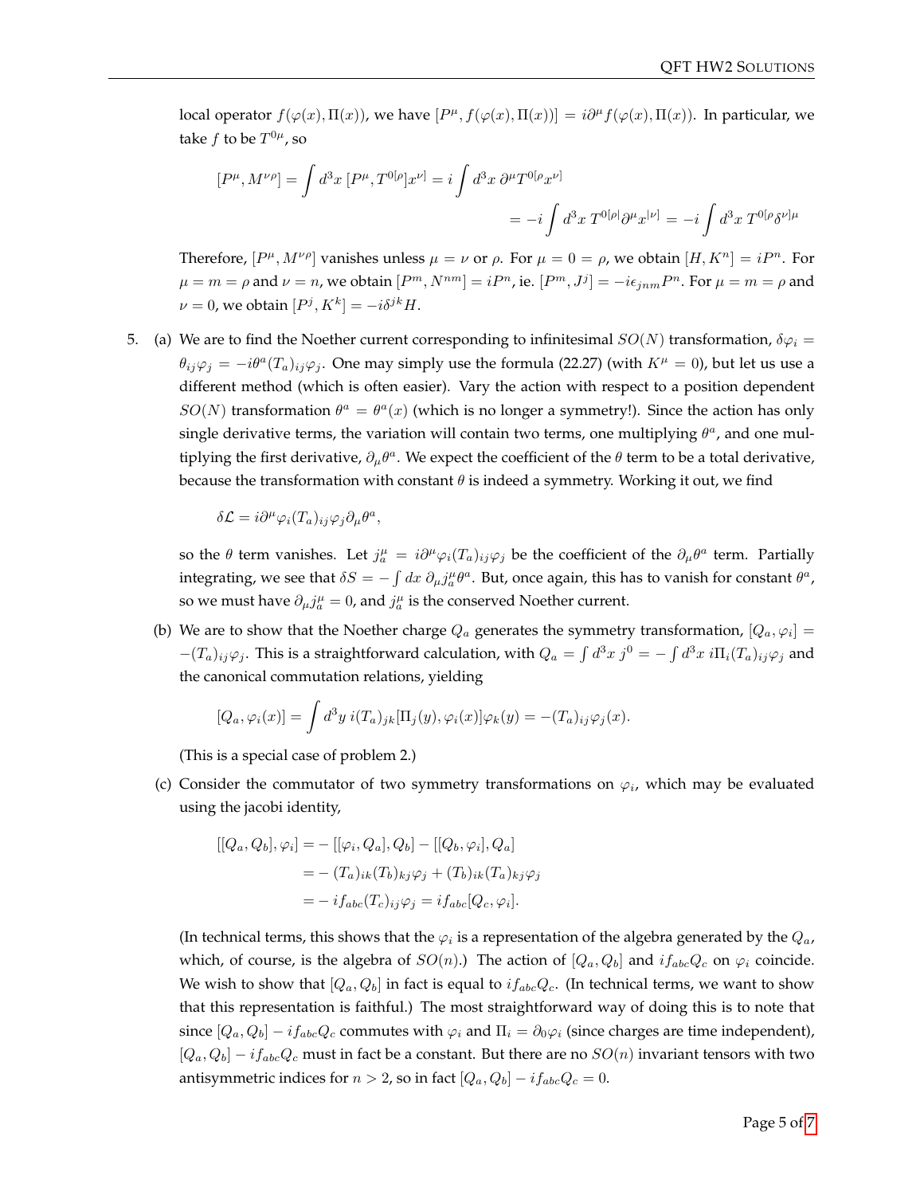local operator $f(\varphi(x), \Pi(x))$, we have $[P^\mu, f(\varphi(x), \Pi(x))] = i\partial^\mu f(\varphi(x), \Pi(x))$. In particular, we take $f$ to be $T^{0\mu}$, so

$$[P^\mu, M^{\nu\rho}] = \int d^3x\, [P^\mu, T^{0[\rho}]x^{\nu]} = i\int d^3x\, \partial^\mu T^{0[\rho}x^{\nu]}$$
$$= -i\int d^3x\, T^{0[\rho|}\partial^\mu x^{|\nu]} = -i\int d^3x\, T^{0[\rho}\delta^{\nu]\mu}$$

Therefore, $[P^\mu, M^{\nu\rho}]$ vanishes unless $\mu = \nu$ or $\rho$. For $\mu = 0 = \rho$, we obtain $[H, K^n] = iP^n$. For $\mu = m = \rho$ and $\nu = n$, we obtain $[P^m, N^{nm}] = iP^n$, ie. $[P^m, J^j] = -i\epsilon_{jnm}P^n$. For $\mu = m = \rho$ and $\nu = 0$, we obtain $[P^j, K^k] = -i\delta^{jk}H$.

5. (a) We are to find the Noether current corresponding to infinitesimal $SO(N)$ transformation, $\delta\varphi_i = \theta_{ij}\varphi_j = -i\theta^a(T_a)_{ij}\varphi_j$. One may simply use the formula (22.27) (with $K^\mu = 0$), but let us use a different method (which is often easier). Vary the action with respect to a position dependent $SO(N)$ transformation $\theta^a = \theta^a(x)$ (which is no longer a symmetry!). Since the action has only single derivative terms, the variation will contain two terms, one multiplying $\theta^a$, and one multiplying the first derivative, $\partial_\mu\theta^a$. We expect the coefficient of the $\theta$ term to be a total derivative, because the transformation with constant $\theta$ is indeed a symmetry. Working it out, we find

$$\delta\mathcal{L} = i\partial^\mu\varphi_i(T_a)_{ij}\varphi_j\partial_\mu\theta^a,$$

so the $\theta$ term vanishes. Let $j^\mu_a = i\partial^\mu\varphi_i(T_a)_{ij}\varphi_j$ be the coefficient of the $\partial_\mu\theta^a$ term. Partially integrating, we see that $\delta S = -\int dx\, \partial_\mu j^\mu_a\theta^a$. But, once again, this has to vanish for constant $\theta^a$, so we must have $\partial_\mu j^\mu_a = 0$, and $j^\mu_a$ is the conserved Noether current.

(b) We are to show that the Noether charge $Q_a$ generates the symmetry transformation, $[Q_a, \varphi_i] = -(T_a)_{ij}\varphi_j$. This is a straightforward calculation, with $Q_a = \int d^3x\, j^0 = -\int d^3x\, i\Pi_i(T_a)_{ij}\varphi_j$ and the canonical commutation relations, yielding

$$[Q_a, \varphi_i(x)] = \int d^3y\, i(T_a)_{jk}[\Pi_j(y), \varphi_i(x)]\varphi_k(y) = -(T_a)_{ij}\varphi_j(x).$$

(This is a special case of problem 2.)

(c) Consider the commutator of two symmetry transformations on $\varphi_i$, which may be evaluated using the jacobi identity,

$$\begin{aligned}
[[Q_a, Q_b], \varphi_i] &= -[[\varphi_i, Q_a], Q_b] - [[Q_b, \varphi_i], Q_a] \\
&= -(T_a)_{ik}(T_b)_{kj}\varphi_j + (T_b)_{ik}(T_a)_{kj}\varphi_j \\
&= -if_{abc}(T_c)_{ij}\varphi_j = if_{abc}[Q_c, \varphi_i].
\end{aligned}$$

(In technical terms, this shows that the $\varphi_i$ is a representation of the algebra generated by the $Q_a$, which, of course, is the algebra of $SO(n)$.) The action of $[Q_a, Q_b]$ and $if_{abc}Q_c$ on $\varphi_i$ coincide. We wish to show that $[Q_a, Q_b]$ in fact is equal to $if_{abc}Q_c$. (In technical terms, we want to show that this representation is faithful.) The most straightforward way of doing this is to note that since $[Q_a, Q_b] - if_{abc}Q_c$ commutes with $\varphi_i$ and $\Pi_i = \partial_0\varphi_i$ (since charges are time independent), $[Q_a, Q_b] - if_{abc}Q_c$ must in fact be a constant. But there are no $SO(n)$ invariant tensors with two antisymmetric indices for $n > 2$, so in fact $[Q_a, Q_b] - if_{abc}Q_c = 0$.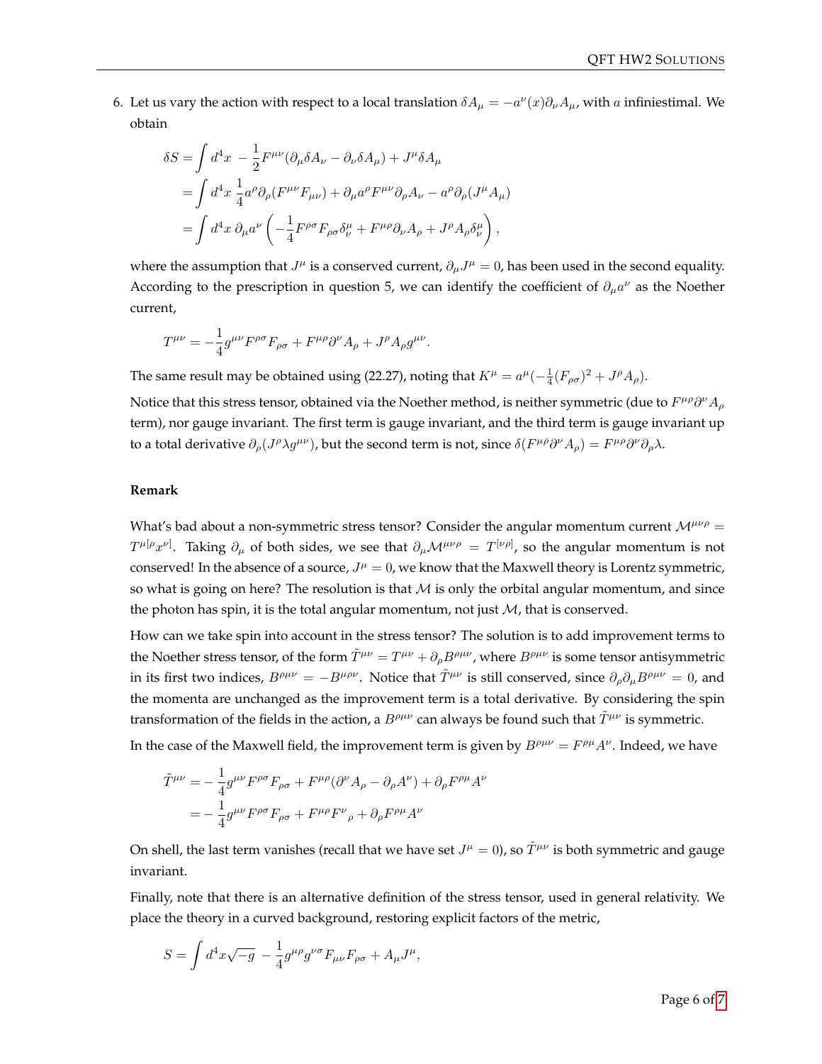6. Let us vary the action with respect to a local translation $\delta A_\mu = -a^\nu(x)\partial_\nu A_\mu$, with $a$ infiniestimal. We obtain

$$
\begin{aligned}
\delta S &= \int d^4x \; -\frac{1}{2}F^{\mu\nu}(\partial_\mu \delta A_\nu - \partial_\nu \delta A_\mu) + J^\mu \delta A_\mu \\
&= \int d^4x \; \frac{1}{4}a^\rho \partial_\rho (F^{\mu\nu}F_{\mu\nu}) + \partial_\mu a^\rho F^{\mu\nu}\partial_\rho A_\nu - a^\rho \partial_\rho (J^\mu A_\mu) \\
&= \int d^4x \; \partial_\mu a^\nu \left( -\frac{1}{4}F^{\rho\sigma}F_{\rho\sigma}\delta^\mu_\nu + F^{\mu\rho}\partial_\nu A_\rho + J^\rho A_\rho \delta^\mu_\nu \right),
\end{aligned}
$$

where the assumption that $J^\mu$ is a conserved current, $\partial_\mu J^\mu = 0$, has been used in the second equality. According to the prescription in question 5, we can identify the coefficient of $\partial_\mu a^\nu$ as the Noether current,

$$
T^{\mu\nu} = -\frac{1}{4}g^{\mu\nu}F^{\rho\sigma}F_{\rho\sigma} + F^{\mu\rho}\partial^\nu A_\rho + J^\rho A_\rho g^{\mu\nu}.
$$

The same result may be obtained using (22.27), noting that $K^\mu = a^\mu(-\frac{1}{4}(F_{\rho\sigma})^2 + J^\rho A_\rho)$.

Notice that this stress tensor, obtained via the Noether method, is neither symmetric (due to $F^{\mu\rho}\partial^\nu A_\rho$ term), nor gauge invariant. The first term is gauge invariant, and the third term is gauge invariant up to a total derivative $\partial_\rho(J^\rho \lambda g^{\mu\nu})$, but the second term is not, since $\delta(F^{\mu\rho}\partial^\nu A_\rho) = F^{\mu\rho}\partial^\nu \partial_\rho \lambda$.

**Remark**

What's bad about a non-symmetric stress tensor? Consider the angular momentum current $\mathcal{M}^{\mu\nu\rho} = T^{\mu[\rho}x^{\nu]}$. Taking $\partial_\mu$ of both sides, we see that $\partial_\mu \mathcal{M}^{\mu\nu\rho} = T^{[\nu\rho]}$, so the angular momentum is not conserved! In the absence of a source, $J^\mu = 0$, we know that the Maxwell theory is Lorentz symmetric, so what is going on here? The resolution is that $\mathcal{M}$ is only the orbital angular momentum, and since the photon has spin, it is the total angular momentum, not just $\mathcal{M}$, that is conserved.

How can we take spin into account in the stress tensor? The solution is to add improvement terms to the Noether stress tensor, of the form $\tilde{T}^{\mu\nu} = T^{\mu\nu} + \partial_\rho B^{\rho\mu\nu}$, where $B^{\rho\mu\nu}$ is some tensor antisymmetric in its first two indices, $B^{\rho\mu\nu} = -B^{\mu\rho\nu}$. Notice that $\tilde{T}^{\mu\nu}$ is still conserved, since $\partial_\rho \partial_\mu B^{\rho\mu\nu} = 0$, and the momenta are unchanged as the improvement term is a total derivative. By considering the spin transformation of the fields in the action, a $B^{\rho\mu\nu}$ can always be found such that $\tilde{T}^{\mu\nu}$ is symmetric.

In the case of the Maxwell field, the improvement term is given by $B^{\rho\mu\nu} = F^{\rho\mu}A^\nu$. Indeed, we have

$$
\begin{aligned}
\tilde{T}^{\mu\nu} &= -\frac{1}{4}g^{\mu\nu}F^{\rho\sigma}F_{\rho\sigma} + F^{\mu\rho}(\partial^\nu A_\rho - \partial_\rho A^\nu) + \partial_\rho F^{\rho\mu}A^\nu \\
&= -\frac{1}{4}g^{\mu\nu}F^{\rho\sigma}F_{\rho\sigma} + F^{\mu\rho}F^\nu{}_\rho + \partial_\rho F^{\rho\mu}A^\nu
\end{aligned}
$$

On shell, the last term vanishes (recall that we have set $J^\mu = 0$), so $\tilde{T}^{\mu\nu}$ is both symmetric and gauge invariant.

Finally, note that there is an alternative definition of the stress tensor, used in general relativity. We place the theory in a curved background, restoring explicit factors of the metric,

$$
S = \int d^4x \sqrt{-g} \; -\frac{1}{4}g^{\mu\rho}g^{\nu\sigma}F_{\mu\nu}F_{\rho\sigma} + A_\mu J^\mu,
$$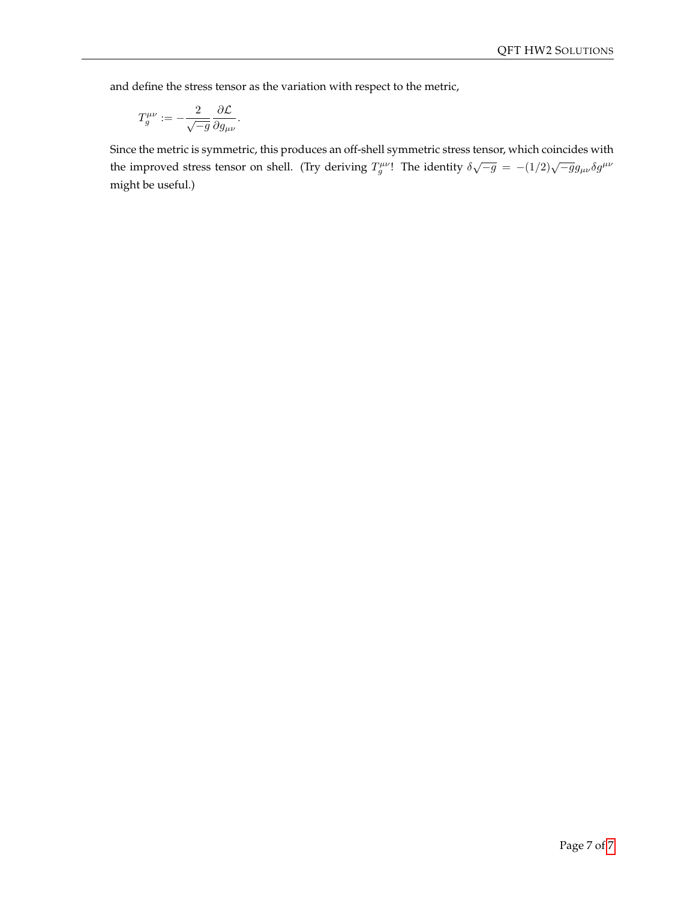and define the stress tensor as the variation with respect to the metric,

$$T_g^{\mu\nu} := -\frac{2}{\sqrt{-g}}\frac{\partial \mathcal{L}}{\partial g_{\mu\nu}}.$$

Since the metric is symmetric, this produces an off-shell symmetric stress tensor, which coincides with the improved stress tensor on shell. (Try deriving $T_g^{\mu\nu}$! The identity $\delta\sqrt{-g} = -(1/2)\sqrt{-g}g_{\mu\nu}\delta g^{\mu\nu}$ might be useful.)